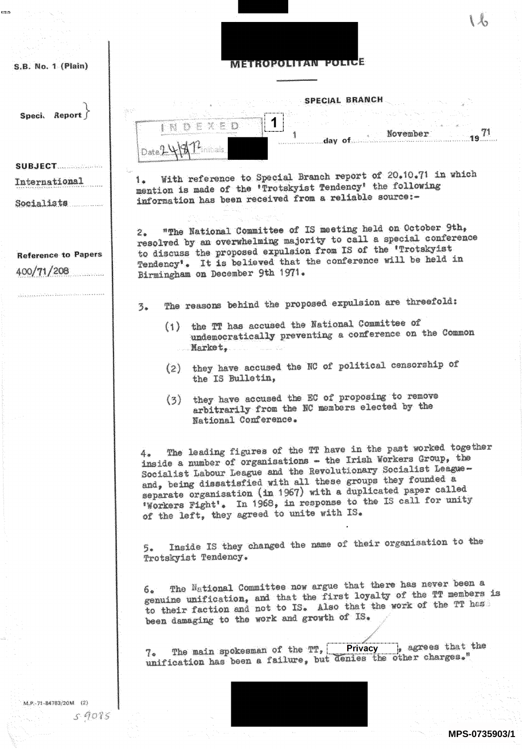S.B. No. 1 (Plain)

# METROPOLITAN POLICE

**SPECIAL BRANCH**

Special Report

INDEXED
Date 24/8/72 Initials

1 day of November 1971

**SUBJECT**
International Socialists

**Reference to Papers**
400/71/208

1. With reference to Special Branch report of 20.10.71 in which mention is made of the 'Trotskyist Tendency' the following information has been received from a reliable source:-

2. "The National Committee of IS meeting held on October 9th, resolved by an overwhelming majority to call a special conference to discuss the proposed expulsion from IS of the 'Trotskyist Tendency'. It is believed that the conference will be held in Birmingham on December 9th 1971.

3. The reasons behind the proposed expulsion are threefold:

   (1) the TT has accused the National Committee of undemocratically preventing a conference on the Common Market,

   (2) they have accused the NC of political censorship of the IS Bulletin,

   (3) they have accused the EC of proposing to remove arbitrarily from the NC members elected by the National Conference.

4. The leading figures of the TT have in the past worked together inside a number of organisations - the Irish Workers Group, the Socialist Labour League and the Revolutionary Socialist League - and, being dissatisfied with all these groups they founded a separate organisation (in 1967) with a duplicated paper called 'Workers Fight'. In 1968, in response to the IS call for unity of the left, they agreed to unite with IS.

5. Inside IS they changed the name of their organisation to the Trotskyist Tendency.

6. The National Committee now argue that there has never been a genuine unification, and that the first loyalty of the TT members is to their faction and not to IS. Also that the work of the TT has been damaging to the work and growth of IS.

7. The main spokesman of the TT, [Privacy], agrees that the unification has been a failure, but denies the other charges."

M.P.-71-84783/20M (2)

S 9075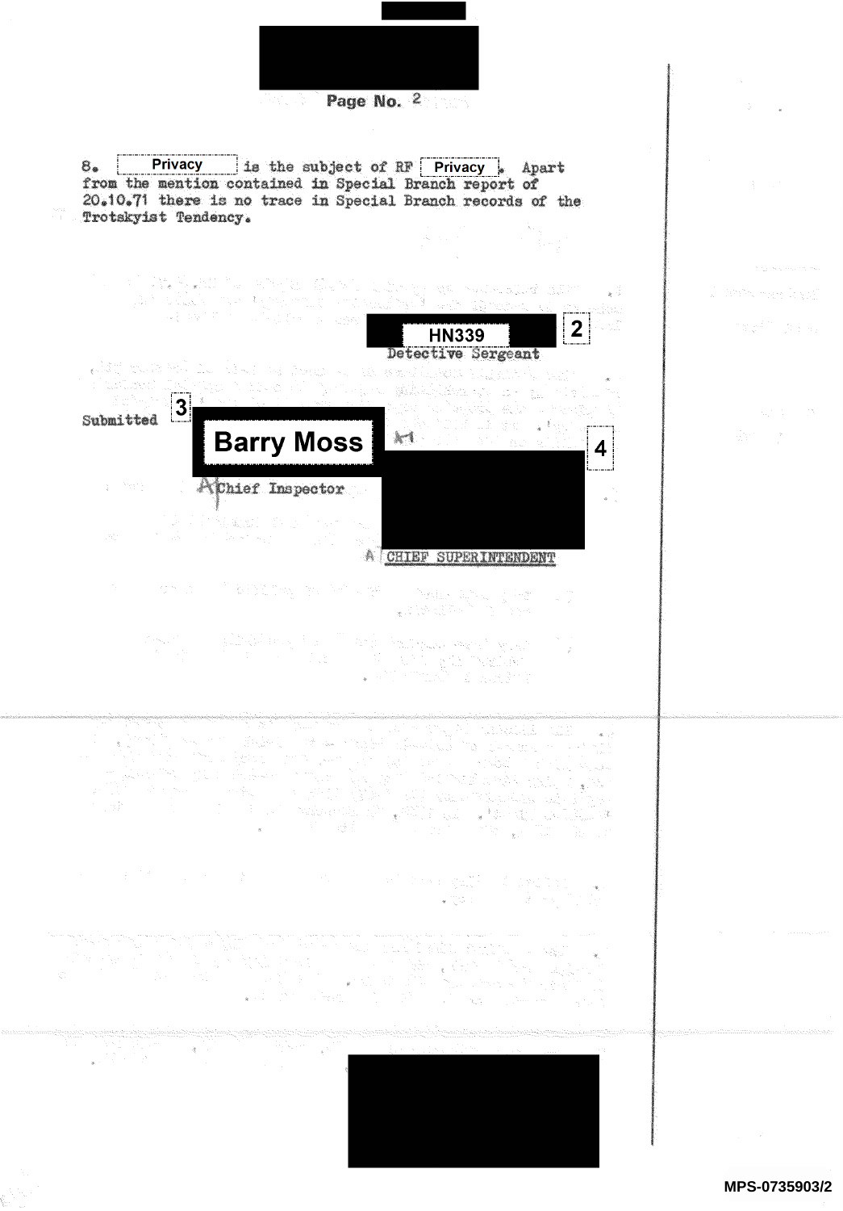8. Privacy is the subject of RF Privacy. Apart from the mention contained in Special Branch report of 20.10.71 there is no trace in Special Branch records of the Trotskyist Tendency.

HN339 [2]
Detective Sergeant

Submitted [3]

Barry Moss
A/Chief Inspector

[4]

A/CHIEF SUPERINTENDENT

MPS-0735903/2